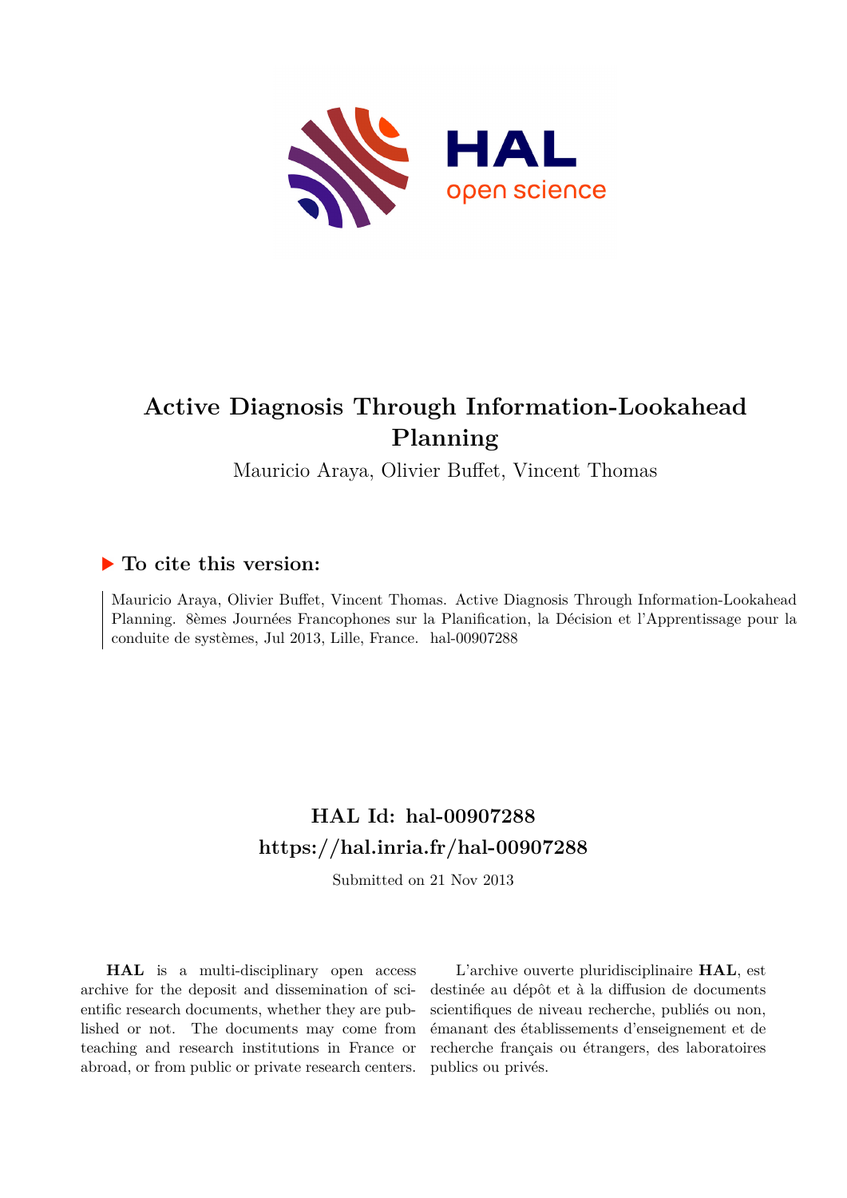# Active Diagnosis Through Information-Lookahead Planning

Mauricio Araya, Olivier Buffet, Vincent Thomas

## ▶ To cite this version:

Mauricio Araya, Olivier Buffet, Vincent Thomas. Active Diagnosis Through Information-Lookahead Planning. 8èmes Journées Francophones sur la Planification, la Décision et l'Apprentissage pour la conduite de systèmes, Jul 2013, Lille, France. hal-00907288

## HAL Id: hal-00907288
## https://hal.inria.fr/hal-00907288

Submitted on 21 Nov 2013

**HAL** is a multi-disciplinary open access archive for the deposit and dissemination of scientific research documents, whether they are published or not. The documents may come from teaching and research institutions in France or abroad, or from public or private research centers.

L'archive ouverte pluridisciplinaire **HAL**, est destinée au dépôt et à la diffusion de documents scientifiques de niveau recherche, publiés ou non, émanant des établissements d'enseignement et de recherche français ou étrangers, des laboratoires publics ou privés.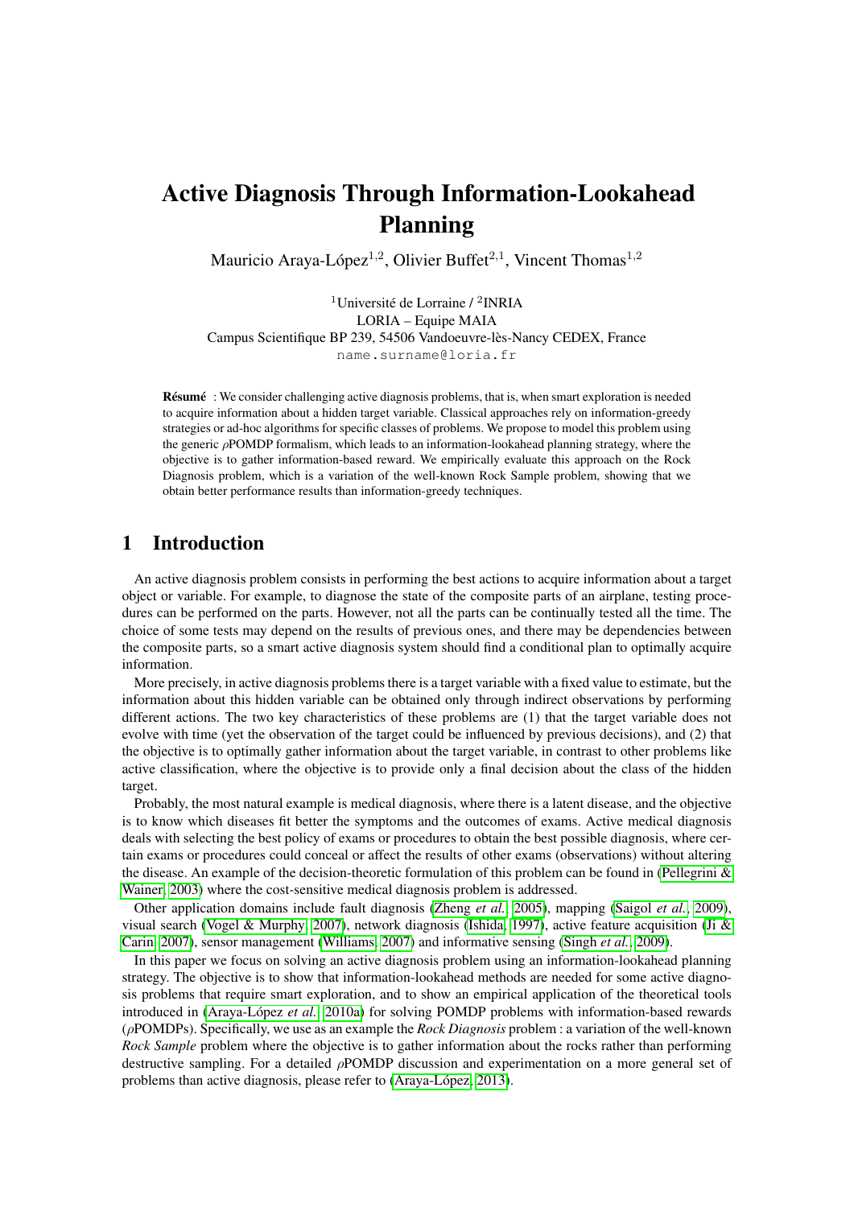# Active Diagnosis Through Information-Lookahead Planning

Mauricio Araya-López[1,2], Olivier Buffet[2,1], Vincent Thomas[1,2]

[1]Université de Lorraine / [2]INRIA
LORIA – Equipe MAIA
Campus Scientifique BP 239, 54506 Vandoeuvre-lès-Nancy CEDEX, France
name.surname@loria.fr

**Résumé** : We consider challenging active diagnosis problems, that is, when smart exploration is needed to acquire information about a hidden target variable. Classical approaches rely on information-greedy strategies or ad-hoc algorithms for specific classes of problems. We propose to model this problem using the generic $\rho$POMDP formalism, which leads to an information-lookahead planning strategy, where the objective is to gather information-based reward. We empirically evaluate this approach on the Rock Diagnosis problem, which is a variation of the well-known Rock Sample problem, showing that we obtain better performance results than information-greedy techniques.

## 1 Introduction

An active diagnosis problem consists in performing the best actions to acquire information about a target object or variable. For example, to diagnose the state of the composite parts of an airplane, testing procedures can be performed on the parts. However, not all the parts can be continually tested all the time. The choice of some tests may depend on the results of previous ones, and there may be dependencies between the composite parts, so a smart active diagnosis system should find a conditional plan to optimally acquire information.

More precisely, in active diagnosis problems there is a target variable with a fixed value to estimate, but the information about this hidden variable can be obtained only through indirect observations by performing different actions. The two key characteristics of these problems are (1) that the target variable does not evolve with time (yet the observation of the target could be influenced by previous decisions), and (2) that the objective is to optimally gather information about the target variable, in contrast to other problems like active classification, where the objective is to provide only a final decision about the class of the hidden target.

Probably, the most natural example is medical diagnosis, where there is a latent disease, and the objective is to know which diseases fit better the symptoms and the outcomes of exams. Active medical diagnosis deals with selecting the best policy of exams or procedures to obtain the best possible diagnosis, where certain exams or procedures could conceal or affect the results of other exams (observations) without altering the disease. An example of the decision-theoretic formulation of this problem can be found in (Pellegrini & Wainer, 2003) where the cost-sensitive medical diagnosis problem is addressed.

Other application domains include fault diagnosis (Zheng *et al.*, 2005), mapping (Saigol *et al.*, 2009), visual search (Vogel & Murphy, 2007), network diagnosis (Ishida, 1997), active feature acquisition (Ji & Carin, 2007), sensor management (Williams, 2007) and informative sensing (Singh *et al.*, 2009).

In this paper we focus on solving an active diagnosis problem using an information-lookahead planning strategy. The objective is to show that information-lookahead methods are needed for some active diagnosis problems that require smart exploration, and to show an empirical application of the theoretical tools introduced in (Araya-López *et al.*, 2010a) for solving POMDP problems with information-based rewards ($\rho$POMDPs). Specifically, we use as an example the *Rock Diagnosis* problem : a variation of the well-known *Rock Sample* problem where the objective is to gather information about the rocks rather than performing destructive sampling. For a detailed $\rho$POMDP discussion and experimentation on a more general set of problems than active diagnosis, please refer to (Araya-López, 2013).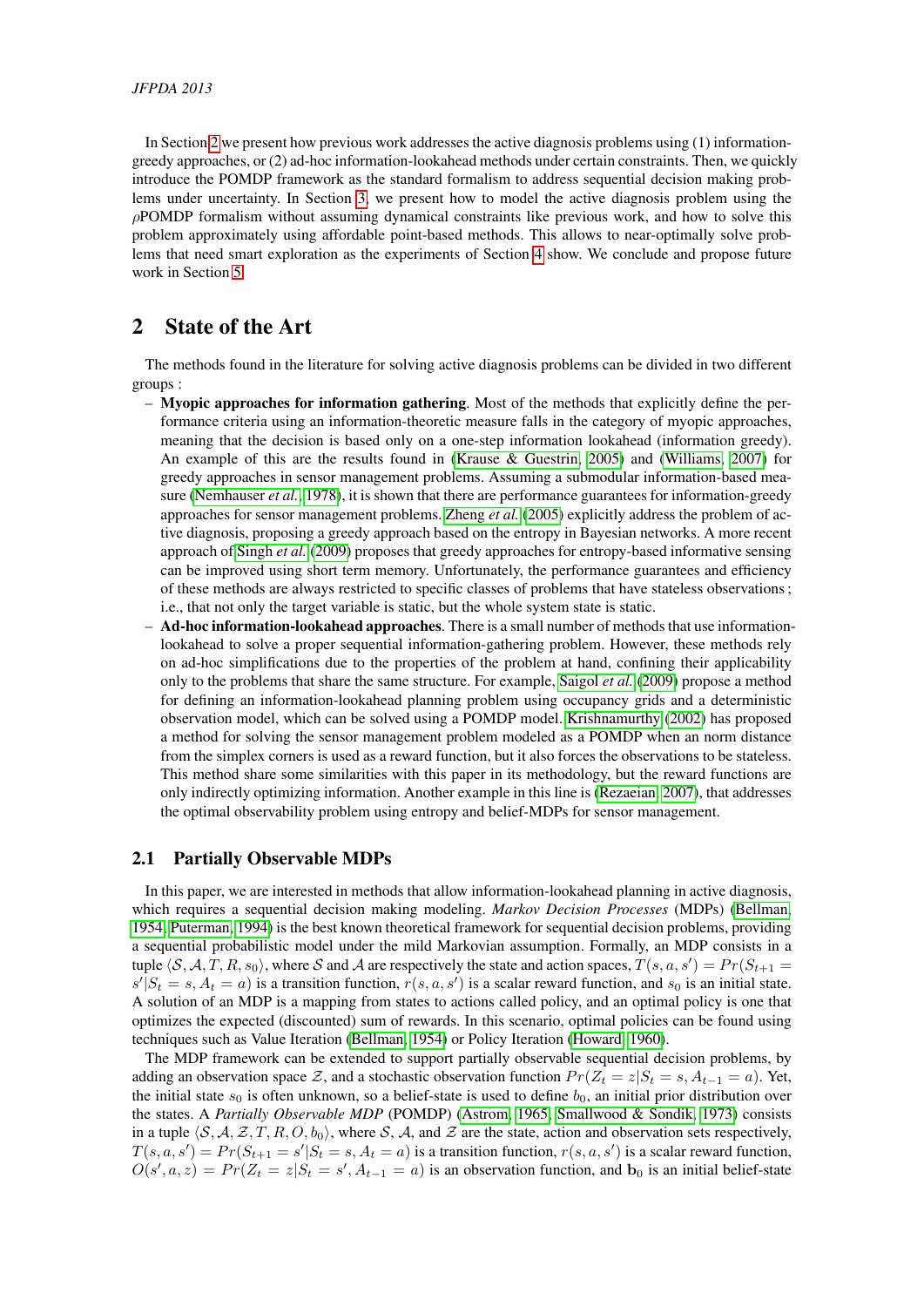In Section 2 we present how previous work addresses the active diagnosis problems using (1) information-greedy approaches, or (2) ad-hoc information-lookahead methods under certain constraints. Then, we quickly introduce the POMDP framework as the standard formalism to address sequential decision making problems under uncertainty. In Section 3, we present how to model the active diagnosis problem using the $\rho$POMDP formalism without assuming dynamical constraints like previous work, and how to solve this problem approximately using affordable point-based methods. This allows to near-optimally solve problems that need smart exploration as the experiments of Section 4 show. We conclude and propose future work in Section 5.

## 2 State of the Art

The methods found in the literature for solving active diagnosis problems can be divided in two different groups :

- **Myopic approaches for information gathering**. Most of the methods that explicitly define the performance criteria using an information-theoretic measure falls in the category of myopic approaches, meaning that the decision is based only on a one-step information lookahead (information greedy). An example of this are the results found in (Krause & Guestrin, 2005) and (Williams, 2007) for greedy approaches in sensor management problems. Assuming a submodular information-based measure (Nemhauser *et al.*, 1978), it is shown that there are performance guarantees for information-greedy approaches for sensor management problems. Zheng *et al.* (2005) explicitly address the problem of active diagnosis, proposing a greedy approach based on the entropy in Bayesian networks. A more recent approach of Singh *et al.* (2009) proposes that greedy approaches for entropy-based informative sensing can be improved using short term memory. Unfortunately, the performance guarantees and efficiency of these methods are always restricted to specific classes of problems that have stateless observations ; i.e., that not only the target variable is static, but the whole system state is static.
- **Ad-hoc information-lookahead approaches**. There is a small number of methods that use information-lookahead to solve a proper sequential information-gathering problem. However, these methods rely on ad-hoc simplifications due to the properties of the problem at hand, confining their applicability only to the problems that share the same structure. For example, Saigol *et al.* (2009) propose a method for defining an information-lookahead planning problem using occupancy grids and a deterministic observation model, which can be solved using a POMDP model. Krishnamurthy (2002) has proposed a method for solving the sensor management problem modeled as a POMDP when an norm distance from the simplex corners is used as a reward function, but it also forces the observations to be stateless. This method share some similarities with this paper in its methodology, but the reward functions are only indirectly optimizing information. Another example in this line is (Rezaeian, 2007), that addresses the optimal observability problem using entropy and belief-MDPs for sensor management.

### 2.1 Partially Observable MDPs

In this paper, we are interested in methods that allow information-lookahead planning in active diagnosis, which requires a sequential decision making modeling. *Markov Decision Processes* (MDPs) (Bellman, 1954; Puterman, 1994) is the best known theoretical framework for sequential decision problems, providing a sequential probabilistic model under the mild Markovian assumption. Formally, an MDP consists in a tuple $\langle \mathcal{S}, \mathcal{A}, T, R, s_0 \rangle$, where $\mathcal{S}$ and $\mathcal{A}$ are respectively the state and action spaces, $T(s, a, s') = Pr(S_{t+1} = s' | S_t = s, A_t = a)$ is a transition function, $r(s, a, s')$ is a scalar reward function, and $s_0$ is an initial state. A solution of an MDP is a mapping from states to actions called policy, and an optimal policy is one that optimizes the expected (discounted) sum of rewards. In this scenario, optimal policies can be found using techniques such as Value Iteration (Bellman, 1954) or Policy Iteration (Howard, 1960).

The MDP framework can be extended to support partially observable sequential decision problems, by adding an observation space $\mathcal{Z}$, and a stochastic observation function $Pr(Z_t = z | S_t = s, A_{t-1} = a)$. Yet, the initial state $s_0$ is often unknown, so a belief-state is used to define $b_0$, an initial prior distribution over the states. A *Partially Observable MDP* (POMDP) (Astrom, 1965; Smallwood & Sondik, 1973) consists in a tuple $\langle \mathcal{S}, \mathcal{A}, \mathcal{Z}, T, R, O, b_0 \rangle$, where $\mathcal{S}$, $\mathcal{A}$, and $\mathcal{Z}$ are the state, action and observation sets respectively, $T(s, a, s') = Pr(S_{t+1} = s' | S_t = s, A_t = a)$ is a transition function, $r(s, a, s')$ is a scalar reward function, $O(s', a, z) = Pr(Z_t = z | S_t = s', A_{t-1} = a)$ is an observation function, and $\mathbf{b}_0$ is an initial belief-state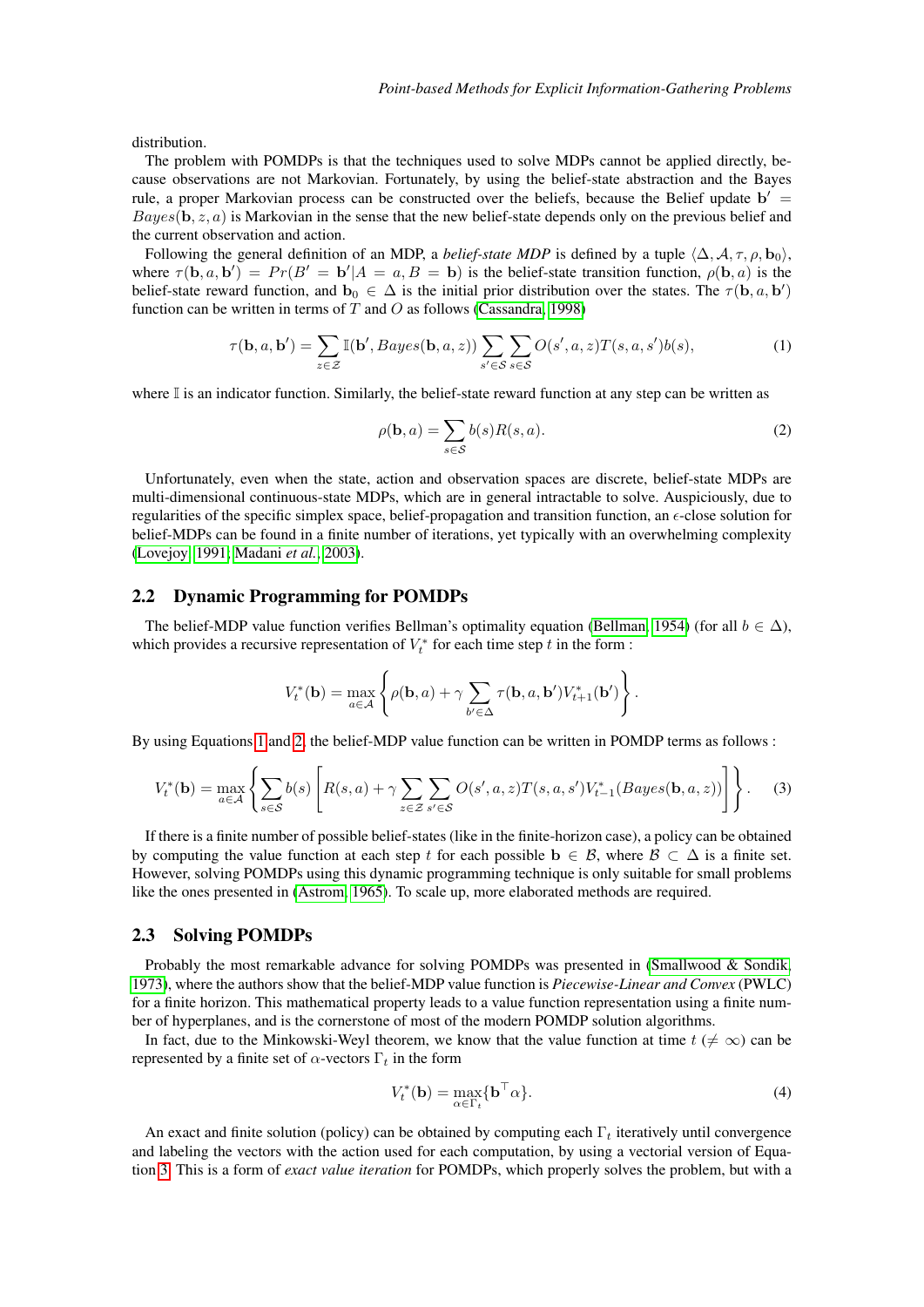distribution.

The problem with POMDPs is that the techniques used to solve MDPs cannot be applied directly, because observations are not Markovian. Fortunately, by using the belief-state abstraction and the Bayes rule, a proper Markovian process can be constructed over the beliefs, because the Belief update $\mathbf{b}' = Bayes(\mathbf{b}, z, a)$ is Markovian in the sense that the new belief-state depends only on the previous belief and the current observation and action.

Following the general definition of an MDP, a *belief-state MDP* is defined by a tuple $\langle \Delta, \mathcal{A}, \tau, \rho, \mathbf{b}_0 \rangle$, where $\tau(\mathbf{b}, a, \mathbf{b}') = Pr(B' = \mathbf{b}' | A = a, B = \mathbf{b})$ is the belief-state transition function, $\rho(\mathbf{b}, a)$ is the belief-state reward function, and $\mathbf{b}_0 \in \Delta$ is the initial prior distribution over the states. The $\tau(\mathbf{b}, a, \mathbf{b}')$ function can be written in terms of $T$ and $O$ as follows (Cassandra, 1998)

$$\tau(\mathbf{b}, a, \mathbf{b}') = \sum_{z \in \mathcal{Z}} \mathbb{I}(\mathbf{b}', Bayes(\mathbf{b}, a, z)) \sum_{s' \in \mathcal{S}} \sum_{s \in \mathcal{S}} O(s', a, z) T(s, a, s') b(s), \tag{1}$$

where $\mathbb{I}$ is an indicator function. Similarly, the belief-state reward function at any step can be written as

$$\rho(\mathbf{b}, a) = \sum_{s \in \mathcal{S}} b(s) R(s, a). \tag{2}$$

Unfortunately, even when the state, action and observation spaces are discrete, belief-state MDPs are multi-dimensional continuous-state MDPs, which are in general intractable to solve. Auspiciously, due to regularities of the specific simplex space, belief-propagation and transition function, an $\epsilon$-close solution for belief-MDPs can be found in a finite number of iterations, yet typically with an overwhelming complexity (Lovejoy, 1991; Madani *et al.*, 2003).

## 2.2 Dynamic Programming for POMDPs

The belief-MDP value function verifies Bellman's optimality equation (Bellman, 1954) (for all $b \in \Delta$), which provides a recursive representation of $V_t^*$ for each time step $t$ in the form :

$$V_t^*(\mathbf{b}) = \max_{a \in \mathcal{A}} \left\{ \rho(\mathbf{b}, a) + \gamma \sum_{b' \in \Delta} \tau(\mathbf{b}, a, \mathbf{b}') V_{t+1}^*(\mathbf{b}') \right\}.$$

By using Equations 1 and 2, the belief-MDP value function can be written in POMDP terms as follows :

$$V_t^*(\mathbf{b}) = \max_{a \in \mathcal{A}} \left\{ \sum_{s \in \mathcal{S}} b(s) \left[ R(s, a) + \gamma \sum_{z \in \mathcal{Z}} \sum_{s' \in \mathcal{S}} O(s', a, z) T(s, a, s') V_{t-1}^*(Bayes(\mathbf{b}, a, z)) \right] \right\}. \tag{3}$$

If there is a finite number of possible belief-states (like in the finite-horizon case), a policy can be obtained by computing the value function at each step $t$ for each possible $\mathbf{b} \in \mathcal{B}$, where $\mathcal{B} \subset \Delta$ is a finite set. However, solving POMDPs using this dynamic programming technique is only suitable for small problems like the ones presented in (Astrom, 1965). To scale up, more elaborated methods are required.

## 2.3 Solving POMDPs

Probably the most remarkable advance for solving POMDPs was presented in (Smallwood & Sondik, 1973), where the authors show that the belief-MDP value function is *Piecewise-Linear and Convex* (PWLC) for a finite horizon. This mathematical property leads to a value function representation using a finite number of hyperplanes, and is the cornerstone of most of the modern POMDP solution algorithms.

In fact, due to the Minkowski-Weyl theorem, we know that the value function at time $t$ ($\neq \infty$) can be represented by a finite set of $\alpha$-vectors $\Gamma_t$ in the form

$$V_t^*(\mathbf{b}) = \max_{\alpha \in \Gamma_t} \{ \mathbf{b}^\top \alpha \}. \tag{4}$$

An exact and finite solution (policy) can be obtained by computing each $\Gamma_t$ iteratively until convergence and labeling the vectors with the action used for each computation, by using a vectorial version of Equation 3. This is a form of *exact value iteration* for POMDPs, which properly solves the problem, but with a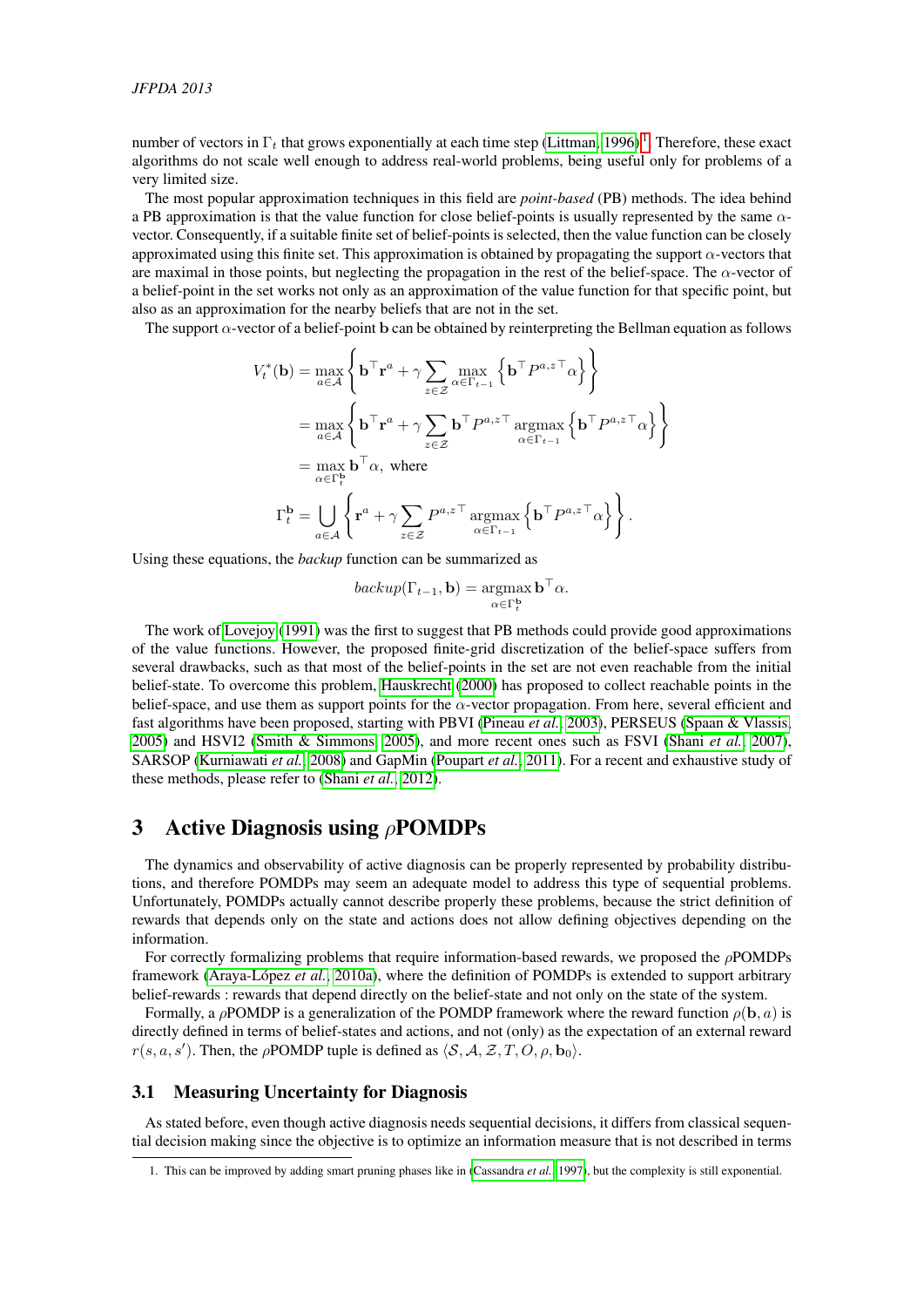number of vectors in $\Gamma_t$ that grows exponentially at each time step (Littman, 1996)[1]. Therefore, these exact algorithms do not scale well enough to address real-world problems, being useful only for problems of a very limited size.

The most popular approximation techniques in this field are *point-based* (PB) methods. The idea behind a PB approximation is that the value function for close belief-points is usually represented by the same $\alpha$-vector. Consequently, if a suitable finite set of belief-points is selected, then the value function can be closely approximated using this finite set. This approximation is obtained by propagating the support $\alpha$-vectors that are maximal in those points, but neglecting the propagation in the rest of the belief-space. The $\alpha$-vector of a belief-point in the set works not only as an approximation of the value function for that specific point, but also as an approximation for the nearby beliefs that are not in the set.

The support $\alpha$-vector of a belief-point $\mathbf{b}$ can be obtained by reinterpreting the Bellman equation as follows

$$
\begin{aligned}
V_t^*(\mathbf{b}) &= \max_{a\in\mathcal{A}} \left\{ \mathbf{b}^\top \mathbf{r}^a + \gamma \sum_{z\in\mathcal{Z}} \max_{\alpha\in\Gamma_{t-1}} \left\{ \mathbf{b}^\top P^{a,z\top} \alpha \right\} \right\} \\
&= \max_{a\in\mathcal{A}} \left\{ \mathbf{b}^\top \mathbf{r}^a + \gamma \sum_{z\in\mathcal{Z}} \mathbf{b}^\top P^{a,z\top} \operatorname*{argmax}_{\alpha\in\Gamma_{t-1}} \left\{ \mathbf{b}^\top P^{a,z\top} \alpha \right\} \right\} \\
&= \max_{\alpha\in\Gamma_t^{\mathbf{b}}} \mathbf{b}^\top \alpha, \text{ where} \\
\Gamma_t^{\mathbf{b}} &= \bigcup_{a\in\mathcal{A}} \left\{ \mathbf{r}^a + \gamma \sum_{z\in\mathcal{Z}} P^{a,z\top} \operatorname*{argmax}_{\alpha\in\Gamma_{t-1}} \left\{ \mathbf{b}^\top P^{a,z\top} \alpha \right\} \right\}.
\end{aligned}
$$

Using these equations, the *backup* function can be summarized as

$$
backup(\Gamma_{t-1}, \mathbf{b}) = \operatorname*{argmax}_{\alpha\in\Gamma_t^{\mathbf{b}}} \mathbf{b}^\top \alpha.
$$

The work of Lovejoy (1991) was the first to suggest that PB methods could provide good approximations of the value functions. However, the proposed finite-grid discretization of the belief-space suffers from several drawbacks, such as that most of the belief-points in the set are not even reachable from the initial belief-state. To overcome this problem, Hauskrecht (2000) has proposed to collect reachable points in the belief-space, and use them as support points for the $\alpha$-vector propagation. From here, several efficient and fast algorithms have been proposed, starting with PBVI (Pineau *et al.*, 2003), PERSEUS (Spaan & Vlassis, 2005) and HSVI2 (Smith & Simmons, 2005), and more recent ones such as FSVI (Shani *et al.*, 2007), SARSOP (Kurniawati *et al.*, 2008) and GapMin (Poupart *et al.*, 2011). For a recent and exhaustive study of these methods, please refer to (Shani *et al.*, 2012).

## 3 Active Diagnosis using $\rho$POMDPs

The dynamics and observability of active diagnosis can be properly represented by probability distributions, and therefore POMDPs may seem an adequate model to address this type of sequential problems. Unfortunately, POMDPs actually cannot describe properly these problems, because the strict definition of rewards that depends only on the state and actions does not allow defining objectives depending on the information.

For correctly formalizing problems that require information-based rewards, we proposed the $\rho$POMDPs framework (Araya-López *et al.*, 2010a), where the definition of POMDPs is extended to support arbitrary belief-rewards : rewards that depend directly on the belief-state and not only on the state of the system.

Formally, a $\rho$POMDP is a generalization of the POMDP framework where the reward function $\rho(\mathbf{b}, a)$ is directly defined in terms of belief-states and actions, and not (only) as the expectation of an external reward $r(s, a, s')$. Then, the $\rho$POMDP tuple is defined as $\langle \mathcal{S}, \mathcal{A}, \mathcal{Z}, T, O, \rho, \mathbf{b}_0 \rangle$.

### 3.1 Measuring Uncertainty for Diagnosis

As stated before, even though active diagnosis needs sequential decisions, it differs from classical sequential decision making since the objective is to optimize an information measure that is not described in terms

1. This can be improved by adding smart pruning phases like in (Cassandra *et al.*, 1997), but the complexity is still exponential.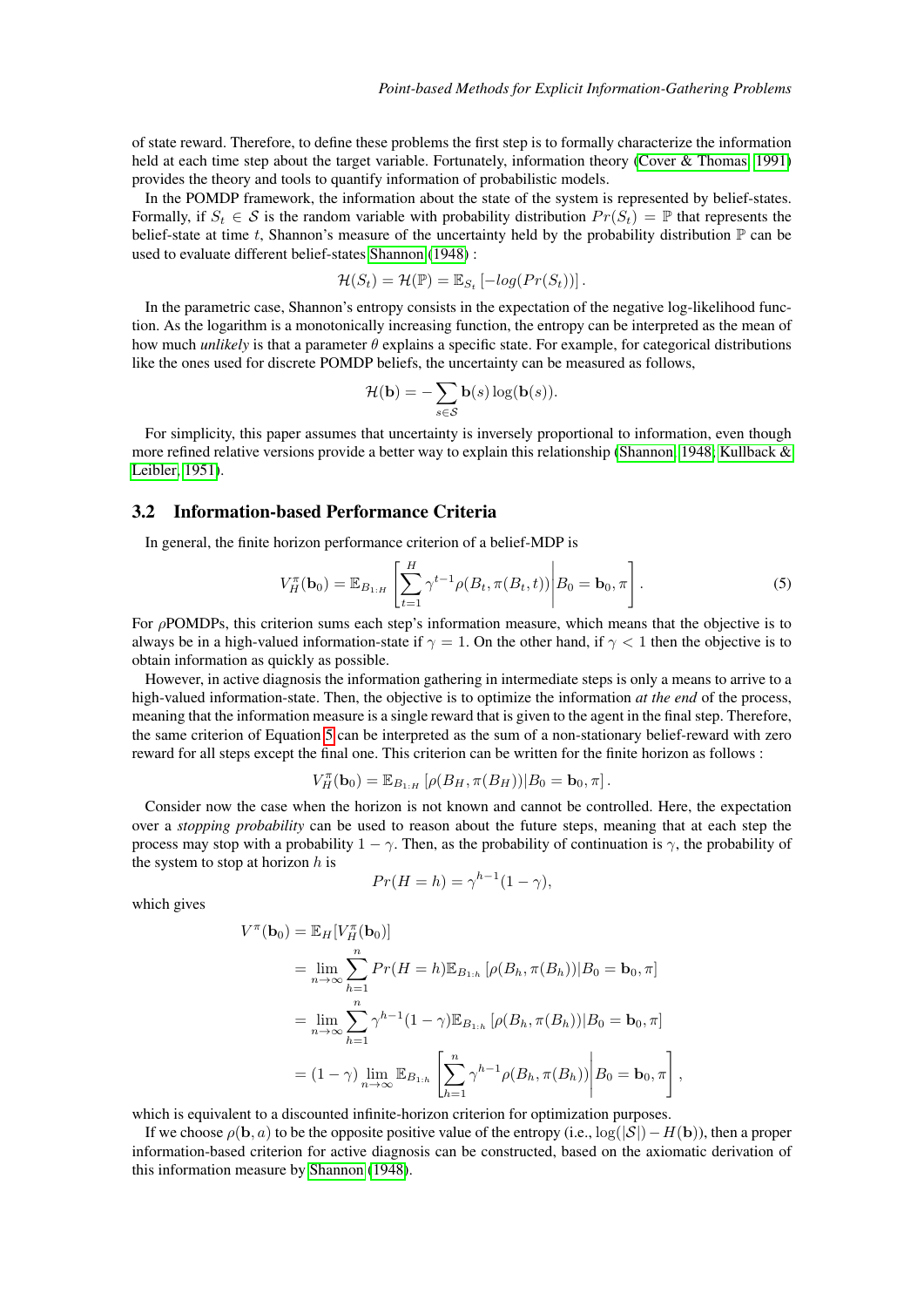of state reward. Therefore, to define these problems the first step is to formally characterize the information held at each time step about the target variable. Fortunately, information theory (Cover & Thomas, 1991) provides the theory and tools to quantify information of probabilistic models.

In the POMDP framework, the information about the state of the system is represented by belief-states. Formally, if $S_t \in \mathcal{S}$ is the random variable with probability distribution $Pr(S_t) = \mathbb{P}$ that represents the belief-state at time $t$, Shannon's measure of the uncertainty held by the probability distribution $\mathbb{P}$ can be used to evaluate different belief-states Shannon (1948) :

$$\mathcal{H}(S_t) = \mathcal{H}(\mathbb{P}) = \mathbb{E}_{S_t}\left[-log(Pr(S_t))\right].$$

In the parametric case, Shannon's entropy consists in the expectation of the negative log-likelihood function. As the logarithm is a monotonically increasing function, the entropy can be interpreted as the mean of how much *unlikely* is that a parameter $\theta$ explains a specific state. For example, for categorical distributions like the ones used for discrete POMDP beliefs, the uncertainty can be measured as follows,

$$\mathcal{H}(\mathbf{b}) = -\sum_{s \in \mathcal{S}} \mathbf{b}(s)\log(\mathbf{b}(s)).$$

For simplicity, this paper assumes that uncertainty is inversely proportional to information, even though more refined relative versions provide a better way to explain this relationship (Shannon, 1948; Kullback & Leibler, 1951).

## 3.2 Information-based Performance Criteria

In general, the finite horizon performance criterion of a belief-MDP is

$$V_H^\pi(\mathbf{b}_0) = \mathbb{E}_{B_{1:H}}\left[\sum_{t=1}^{H}\gamma^{t-1}\rho(B_t, \pi(B_t, t))\middle| B_0 = \mathbf{b}_0, \pi\right]. \tag{5}$$

For $\rho$POMDPs, this criterion sums each step's information measure, which means that the objective is to always be in a high-valued information-state if $\gamma = 1$. On the other hand, if $\gamma < 1$ then the objective is to obtain information as quickly as possible.

However, in active diagnosis the information gathering in intermediate steps is only a means to arrive to a high-valued information-state. Then, the objective is to optimize the information *at the end* of the process, meaning that the information measure is a single reward that is given to the agent in the final step. Therefore, the same criterion of Equation 5 can be interpreted as the sum of a non-stationary belief-reward with zero reward for all steps except the final one. This criterion can be written for the finite horizon as follows :

$$V_H^\pi(\mathbf{b}_0) = \mathbb{E}_{B_{1:H}}\left[\rho(B_H, \pi(B_H))|B_0 = \mathbf{b}_0, \pi\right].$$

Consider now the case when the horizon is not known and cannot be controlled. Here, the expectation over a *stopping probability* can be used to reason about the future steps, meaning that at each step the process may stop with a probability $1 - \gamma$. Then, as the probability of continuation is $\gamma$, the probability of the system to stop at horizon $h$ is

$$Pr(H = h) = \gamma^{h-1}(1 - \gamma),$$

which gives

$$\begin{aligned}
V^\pi(\mathbf{b}_0) &= \mathbb{E}_H[V_H^\pi(\mathbf{b}_0)] \\
&= \lim_{n\to\infty}\sum_{h=1}^{n} Pr(H = h)\mathbb{E}_{B_{1:h}}\left[\rho(B_h, \pi(B_h))|B_0 = \mathbf{b}_0, \pi\right] \\
&= \lim_{n\to\infty}\sum_{h=1}^{n} \gamma^{h-1}(1-\gamma)\mathbb{E}_{B_{1:h}}\left[\rho(B_h, \pi(B_h))|B_0 = \mathbf{b}_0, \pi\right] \\
&= (1-\gamma)\lim_{n\to\infty}\mathbb{E}_{B_{1:h}}\left[\sum_{h=1}^{n}\gamma^{h-1}\rho(B_h, \pi(B_h))\middle| B_0 = \mathbf{b}_0, \pi\right],
\end{aligned}$$

which is equivalent to a discounted infinite-horizon criterion for optimization purposes.

If we choose $\rho(\mathbf{b}, a)$ to be the opposite positive value of the entropy (i.e., $\log(|\mathcal{S}|) - H(\mathbf{b})$), then a proper information-based criterion for active diagnosis can be constructed, based on the axiomatic derivation of this information measure by Shannon (1948).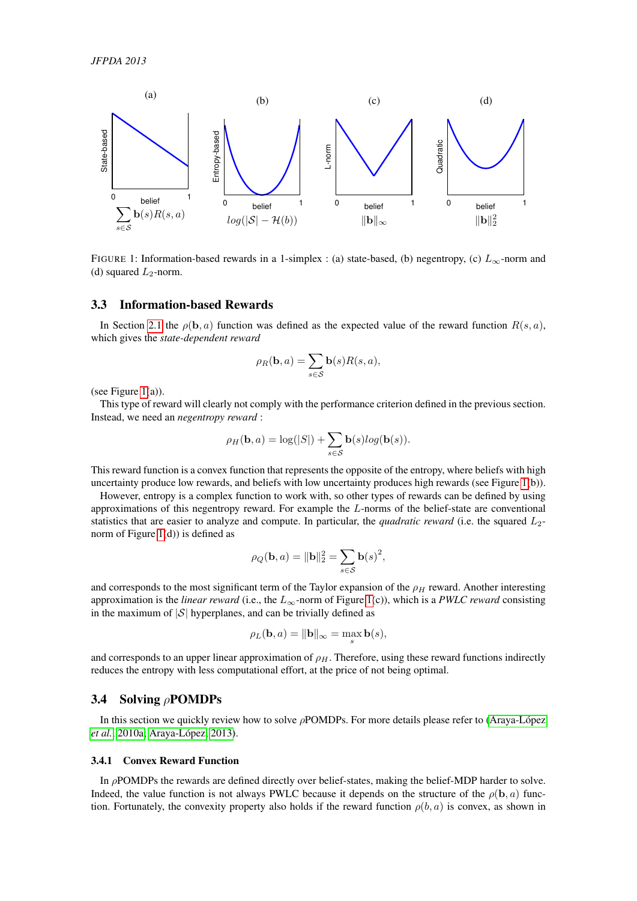FIGURE 1: Information-based rewards in a 1-simplex : (a) state-based, (b) negentropy, (c) $L_\infty$-norm and (d) squared $L_2$-norm.

### 3.3 Information-based Rewards

In Section 2.1 the $\rho(\mathbf{b}, a)$ function was defined as the expected value of the reward function $R(s, a)$, which gives the *state-dependent reward*

$$\rho_R(\mathbf{b}, a) = \sum_{s \in \mathcal{S}} \mathbf{b}(s) R(s, a),$$

(see Figure 1(a)).

This type of reward will clearly not comply with the performance criterion defined in the previous section. Instead, we need an *negentropy reward* :

$$\rho_H(\mathbf{b}, a) = \log(|S|) + \sum_{s \in \mathcal{S}} \mathbf{b}(s) log(\mathbf{b}(s)).$$

This reward function is a convex function that represents the opposite of the entropy, where beliefs with high uncertainty produce low rewards, and beliefs with low uncertainty produces high rewards (see Figure 1(b)).

However, entropy is a complex function to work with, so other types of rewards can be defined by using approximations of this negentropy reward. For example the $L$-norms of the belief-state are conventional statistics that are easier to analyze and compute. In particular, the *quadratic reward* (i.e. the squared $L_2$-norm of Figure 1(d)) is defined as

$$\rho_Q(\mathbf{b}, a) = \|\mathbf{b}\|_2^2 = \sum_{s \in \mathcal{S}} \mathbf{b}(s)^2,$$

and corresponds to the most significant term of the Taylor expansion of the $\rho_H$ reward. Another interesting approximation is the *linear reward* (i.e., the $L_\infty$-norm of Figure 1(c)), which is a *PWLC reward* consisting in the maximum of $|\mathcal{S}|$ hyperplanes, and can be trivially defined as

$$\rho_L(\mathbf{b}, a) = \|\mathbf{b}\|_\infty = \max_s \mathbf{b}(s),$$

and corresponds to an upper linear approximation of $\rho_H$. Therefore, using these reward functions indirectly reduces the entropy with less computational effort, at the price of not being optimal.

### 3.4 Solving $\rho$POMDPs

In this section we quickly review how to solve $\rho$POMDPs. For more details please refer to (Araya-López *et al.*, 2010a; Araya-López, 2013).

#### 3.4.1 Convex Reward Function

In $\rho$POMDPs the rewards are defined directly over belief-states, making the belief-MDP harder to solve. Indeed, the value function is not always PWLC because it depends on the structure of the $\rho(\mathbf{b}, a)$ function. Fortunately, the convexity property also holds if the reward function $\rho(b, a)$ is convex, as shown in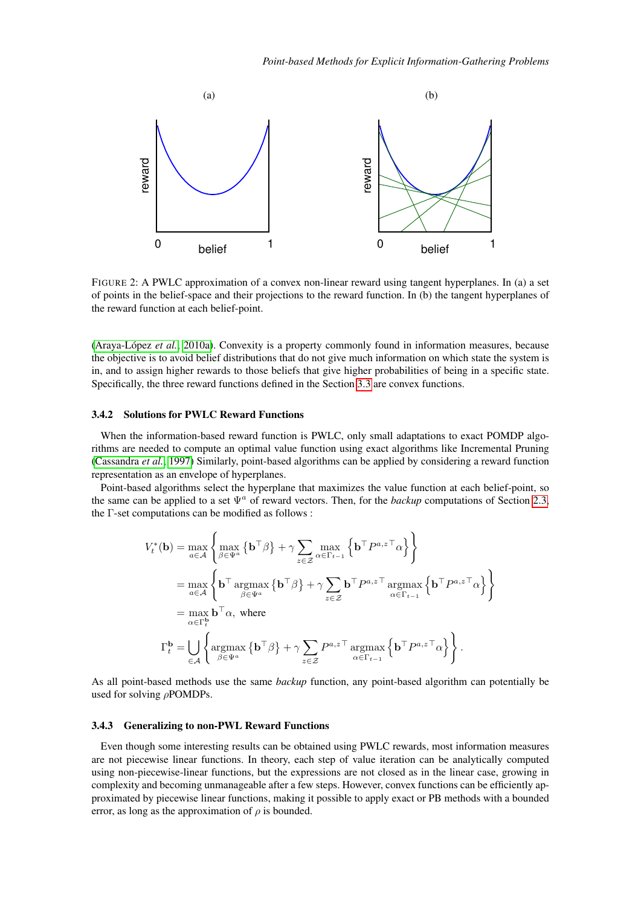FIGURE 2: A PWLC approximation of a convex non-linear reward using tangent hyperplanes. In (a) a set of points in the belief-space and their projections to the reward function. In (b) the tangent hyperplanes of the reward function at each belief-point.

(Araya-López *et al.*, 2010a). Convexity is a property commonly found in information measures, because the objective is to avoid belief distributions that do not give much information on which state the system is in, and to assign higher rewards to those beliefs that give higher probabilities of being in a specific state. Specifically, the three reward functions defined in the Section 3.3 are convex functions.

### 3.4.2 Solutions for PWLC Reward Functions

When the information-based reward function is PWLC, only small adaptations to exact POMDP algorithms are needed to compute an optimal value function using exact algorithms like Incremental Pruning (Cassandra *et al.*, 1997) Similarly, point-based algorithms can be applied by considering a reward function representation as an envelope of hyperplanes.

Point-based algorithms select the hyperplane that maximizes the value function at each belief-point, so the same can be applied to a set $\Psi^a$ of reward vectors. Then, for the *backup* computations of Section 2.3, the $\Gamma$-set computations can be modified as follows :

$$
\begin{aligned}
V_t^*(\mathbf{b}) &= \max_{a \in \mathcal{A}} \left\{ \max_{\beta \in \Psi^a} \left\{ \mathbf{b}^\top \beta \right\} + \gamma \sum_{z \in \mathcal{Z}} \max_{\alpha \in \Gamma_{t-1}} \left\{ \mathbf{b}^\top P^{a,z\top} \alpha \right\} \right\} \\
&= \max_{a \in \mathcal{A}} \left\{ \mathbf{b}^\top \operatorname*{argmax}_{\beta \in \Psi^a} \left\{ \mathbf{b}^\top \beta \right\} + \gamma \sum_{z \in \mathcal{Z}} \mathbf{b}^\top P^{a,z\top} \operatorname*{argmax}_{\alpha \in \Gamma_{t-1}} \left\{ \mathbf{b}^\top P^{a,z\top} \alpha \right\} \right\} \\
&= \max_{\alpha \in \Gamma_t^{\mathbf{b}}} \mathbf{b}^\top \alpha, \text{ where} \\
\Gamma_t^{\mathbf{b}} &= \bigcup_{\in \mathcal{A}} \left\{ \operatorname*{argmax}_{\beta \in \Psi^a} \left\{ \mathbf{b}^\top \beta \right\} + \gamma \sum_{z \in \mathcal{Z}} P^{a,z\top} \operatorname*{argmax}_{\alpha \in \Gamma_{t-1}} \left\{ \mathbf{b}^\top P^{a,z\top} \alpha \right\} \right\}.
\end{aligned}
$$

As all point-based methods use the same *backup* function, any point-based algorithm can potentially be used for solving $\rho$POMDPs.

### 3.4.3 Generalizing to non-PWL Reward Functions

Even though some interesting results can be obtained using PWLC rewards, most information measures are not piecewise linear functions. In theory, each step of value iteration can be analytically computed using non-piecewise-linear functions, but the expressions are not closed as in the linear case, growing in complexity and becoming unmanageable after a few steps. However, convex functions can be efficiently approximated by piecewise linear functions, making it possible to apply exact or PB methods with a bounded error, as long as the approximation of $\rho$ is bounded.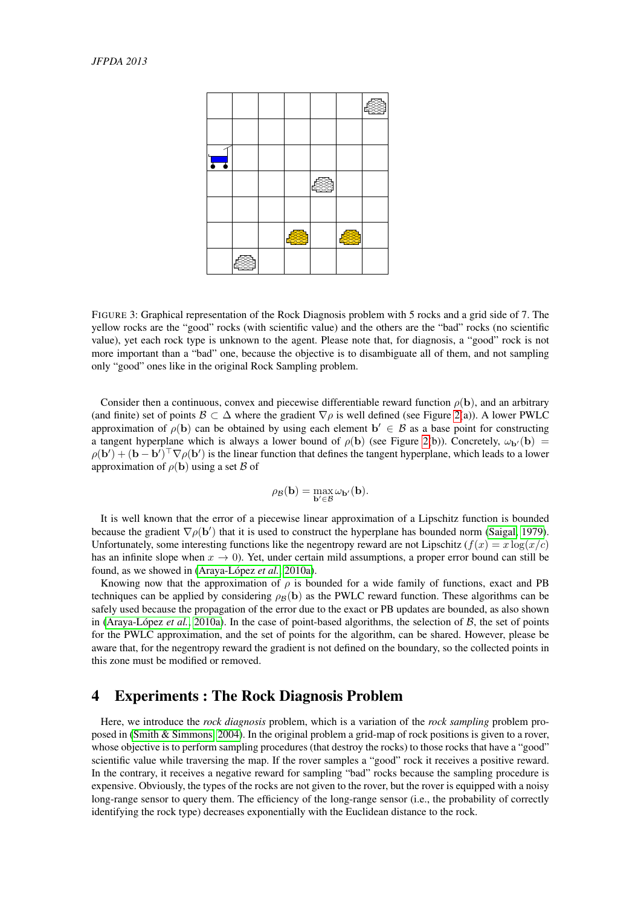FIGURE 3: Graphical representation of the Rock Diagnosis problem with 5 rocks and a grid side of 7. The yellow rocks are the "good" rocks (with scientific value) and the others are the "bad" rocks (no scientific value), yet each rock type is unknown to the agent. Please note that, for diagnosis, a "good" rock is not more important than a "bad" one, because the objective is to disambiguate all of them, and not sampling only "good" ones like in the original Rock Sampling problem.

Consider then a continuous, convex and piecewise differentiable reward function $\rho(\mathbf{b})$, and an arbitrary (and finite) set of points $\mathcal{B} \subset \Delta$ where the gradient $\nabla\rho$ is well defined (see Figure 2(a)). A lower PWLC approximation of $\rho(\mathbf{b})$ can be obtained by using each element $\mathbf{b}' \in \mathcal{B}$ as a base point for constructing a tangent hyperplane which is always a lower bound of $\rho(\mathbf{b})$ (see Figure 2(b)). Concretely, $\omega_{\mathbf{b}'}(\mathbf{b}) = \rho(\mathbf{b}') + (\mathbf{b} - \mathbf{b}')^\top \nabla\rho(\mathbf{b}')$ is the linear function that defines the tangent hyperplane, which leads to a lower approximation of $\rho(\mathbf{b})$ using a set $\mathcal{B}$ of

$$\rho_{\mathcal{B}}(\mathbf{b}) = \max_{\mathbf{b}' \in \mathcal{B}} \omega_{\mathbf{b}'}(\mathbf{b}).$$

It is well known that the error of a piecewise linear approximation of a Lipschitz function is bounded because the gradient $\nabla\rho(\mathbf{b}')$ that it is used to construct the hyperplane has bounded norm (Saigal, 1979). Unfortunately, some interesting functions like the negentropy reward are not Lipschitz ($f(x) = x\log(x/c)$ has an infinite slope when $x \to 0$). Yet, under certain mild assumptions, a proper error bound can still be found, as we showed in (Araya-López *et al.*, 2010a).

Knowing now that the approximation of $\rho$ is bounded for a wide family of functions, exact and PB techniques can be applied by considering $\rho_{\mathcal{B}}(\mathbf{b})$ as the PWLC reward function. These algorithms can be safely used because the propagation of the error due to the exact or PB updates are bounded, as also shown in (Araya-López *et al.*, 2010a). In the case of point-based algorithms, the selection of $\mathcal{B}$, the set of points for the PWLC approximation, and the set of points for the algorithm, can be shared. However, please be aware that, for the negentropy reward the gradient is not defined on the boundary, so the collected points in this zone must be modified or removed.

# 4 Experiments : The Rock Diagnosis Problem

Here, we introduce the *rock diagnosis* problem, which is a variation of the *rock sampling* problem proposed in (Smith & Simmons, 2004). In the original problem a grid-map of rock positions is given to a rover, whose objective is to perform sampling procedures (that destroy the rocks) to those rocks that have a "good" scientific value while traversing the map. If the rover samples a "good" rock it receives a positive reward. In the contrary, it receives a negative reward for sampling "bad" rocks because the sampling procedure is expensive. Obviously, the types of the rocks are not given to the rover, but the rover is equipped with a noisy long-range sensor to query them. The efficiency of the long-range sensor (i.e., the probability of correctly identifying the rock type) decreases exponentially with the Euclidean distance to the rock.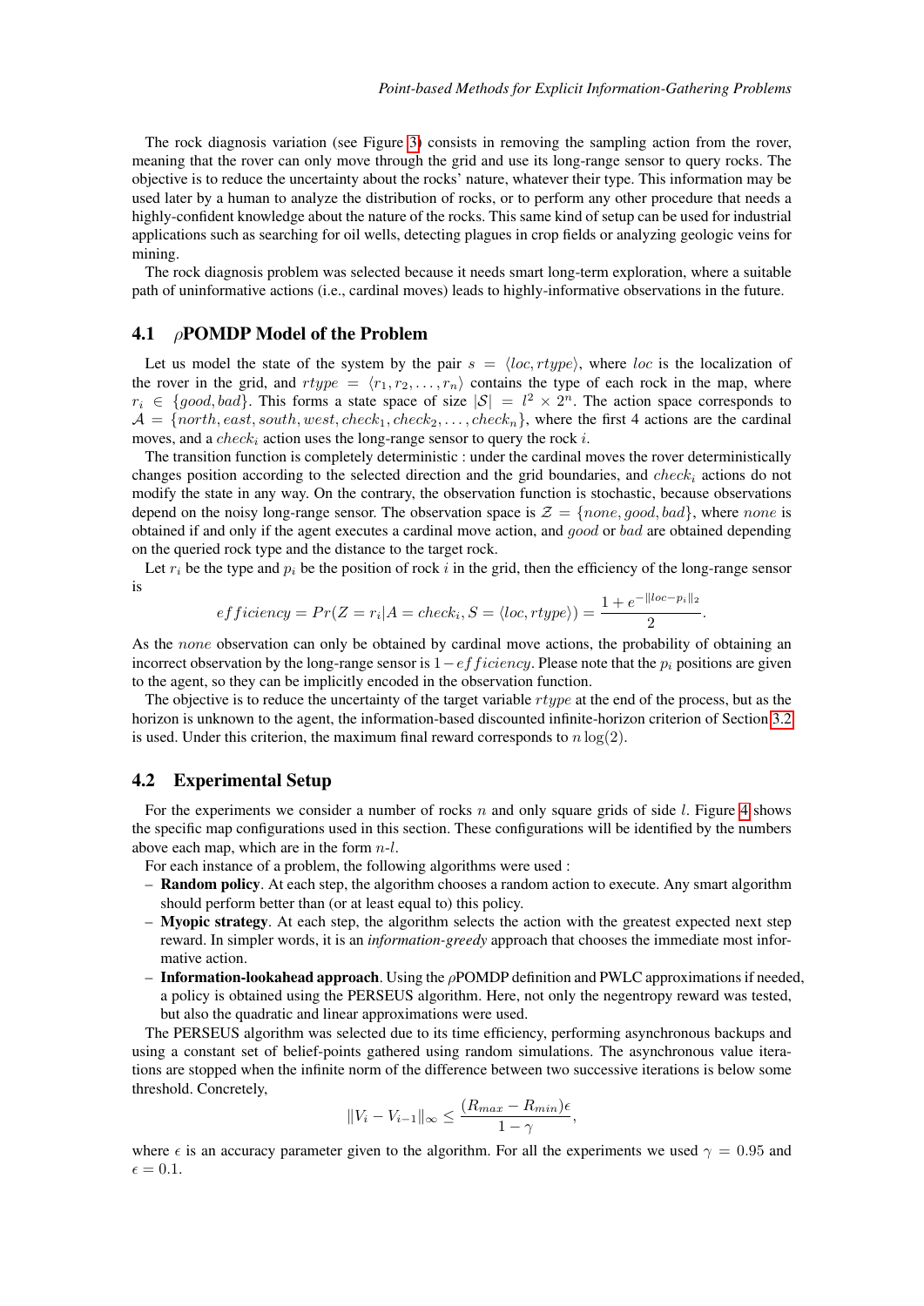The rock diagnosis variation (see Figure 3) consists in removing the sampling action from the rover, meaning that the rover can only move through the grid and use its long-range sensor to query rocks. The objective is to reduce the uncertainty about the rocks' nature, whatever their type. This information may be used later by a human to analyze the distribution of rocks, or to perform any other procedure that needs a highly-confident knowledge about the nature of the rocks. This same kind of setup can be used for industrial applications such as searching for oil wells, detecting plagues in crop fields or analyzing geologic veins for mining.

The rock diagnosis problem was selected because it needs smart long-term exploration, where a suitable path of uninformative actions (i.e., cardinal moves) leads to highly-informative observations in the future.

## 4.1 $\rho$POMDP Model of the Problem

Let us model the state of the system by the pair $s = \langle loc, rtype \rangle$, where $loc$ is the localization of the rover in the grid, and $rtype = \langle r_1, r_2, \ldots, r_n \rangle$ contains the type of each rock in the map, where $r_i \in \{good, bad\}$. This forms a state space of size $|\mathcal{S}| = l^2 \times 2^n$. The action space corresponds to $\mathcal{A} = \{north, east, south, west, check_1, check_2, \ldots, check_n\}$, where the first 4 actions are the cardinal moves, and a $check_i$ action uses the long-range sensor to query the rock $i$.

The transition function is completely deterministic : under the cardinal moves the rover deterministically changes position according to the selected direction and the grid boundaries, and $check_i$ actions do not modify the state in any way. On the contrary, the observation function is stochastic, because observations depend on the noisy long-range sensor. The observation space is $\mathcal{Z} = \{none, good, bad\}$, where $none$ is obtained if and only if the agent executes a cardinal move action, and $good$ or $bad$ are obtained depending on the queried rock type and the distance to the target rock.

Let $r_i$ be the type and $p_i$ be the position of rock $i$ in the grid, then the efficiency of the long-range sensor is

$$efficiency = Pr(Z = r_i | A = check_i, S = \langle loc, rtype \rangle) = \frac{1 + e^{-\|loc - p_i\|_2}}{2}.$$

As the $none$ observation can only be obtained by cardinal move actions, the probability of obtaining an incorrect observation by the long-range sensor is $1 - efficiency$. Please note that the $p_i$ positions are given to the agent, so they can be implicitly encoded in the observation function.

The objective is to reduce the uncertainty of the target variable $rtype$ at the end of the process, but as the horizon is unknown to the agent, the information-based discounted infinite-horizon criterion of Section 3.2 is used. Under this criterion, the maximum final reward corresponds to $n \log(2)$.

## 4.2 Experimental Setup

For the experiments we consider a number of rocks $n$ and only square grids of side $l$. Figure 4 shows the specific map configurations used in this section. These configurations will be identified by the numbers above each map, which are in the form $n$-$l$.

For each instance of a problem, the following algorithms were used :

- **Random policy**. At each step, the algorithm chooses a random action to execute. Any smart algorithm should perform better than (or at least equal to) this policy.
- **Myopic strategy**. At each step, the algorithm selects the action with the greatest expected next step reward. In simpler words, it is an *information-greedy* approach that chooses the immediate most informative action.
- **Information-lookahead approach**. Using the $\rho$POMDP definition and PWLC approximations if needed, a policy is obtained using the PERSEUS algorithm. Here, not only the negentropy reward was tested, but also the quadratic and linear approximations were used.

The PERSEUS algorithm was selected due to its time efficiency, performing asynchronous backups and using a constant set of belief-points gathered using random simulations. The asynchronous value iterations are stopped when the infinite norm of the difference between two successive iterations is below some threshold. Concretely,

$$\|V_i - V_{i-1}\|_\infty \leq \frac{(R_{max} - R_{min})\epsilon}{1 - \gamma},$$

where $\epsilon$ is an accuracy parameter given to the algorithm. For all the experiments we used $\gamma = 0.95$ and $\epsilon = 0.1$.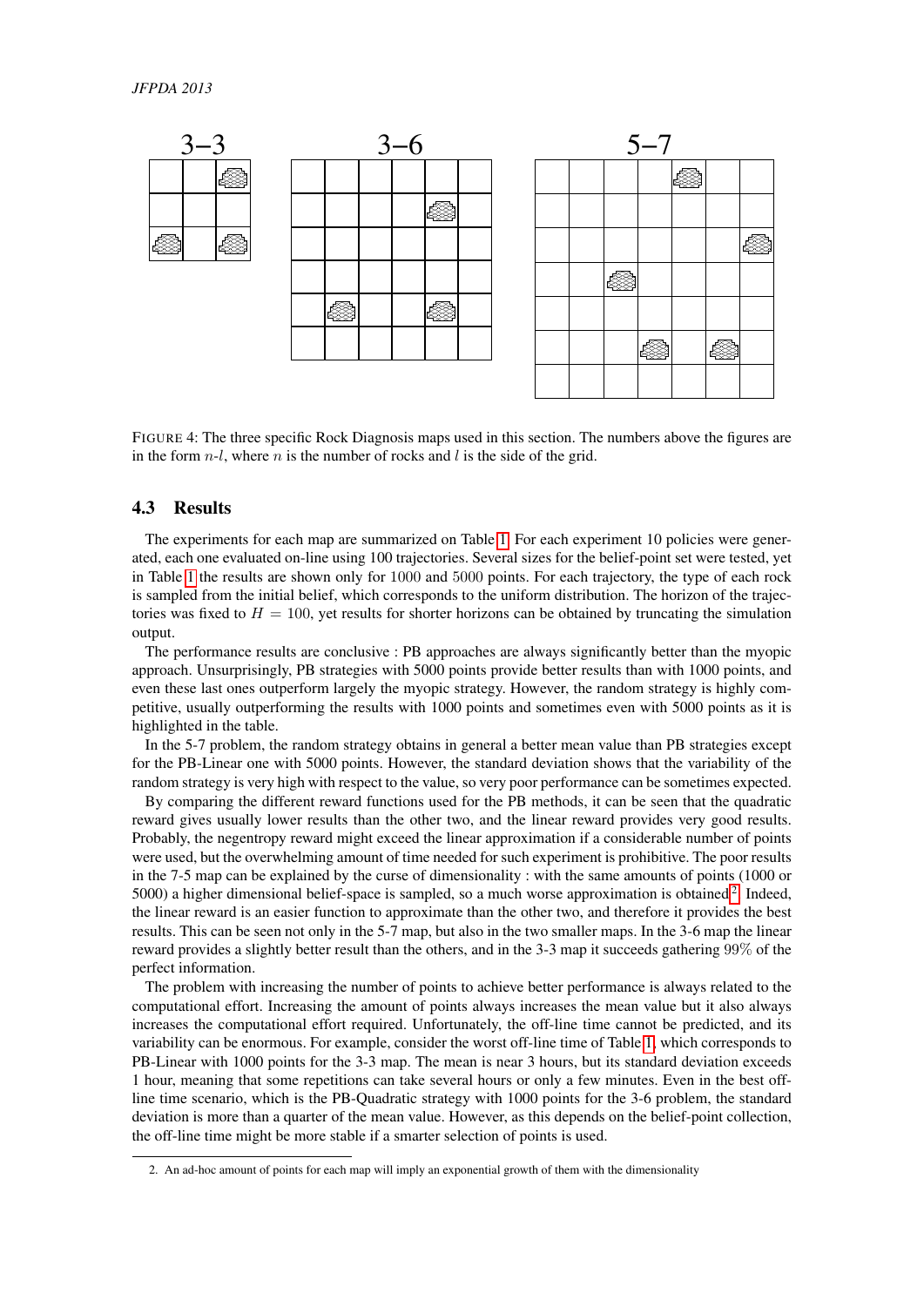FIGURE 4: The three specific Rock Diagnosis maps used in this section. The numbers above the figures are in the form $n$-$l$, where $n$ is the number of rocks and $l$ is the side of the grid.

### 4.3 Results

The experiments for each map are summarized on Table 1. For each experiment 10 policies were generated, each one evaluated on-line using 100 trajectories. Several sizes for the belief-point set were tested, yet in Table 1 the results are shown only for 1000 and 5000 points. For each trajectory, the type of each rock is sampled from the initial belief, which corresponds to the uniform distribution. The horizon of the trajectories was fixed to $H = 100$, yet results for shorter horizons can be obtained by truncating the simulation output.

The performance results are conclusive : PB approaches are always significantly better than the myopic approach. Unsurprisingly, PB strategies with 5000 points provide better results than with 1000 points, and even these last ones outperform largely the myopic strategy. However, the random strategy is highly competitive, usually outperforming the results with 1000 points and sometimes even with 5000 points as it is highlighted in the table.

In the 5-7 problem, the random strategy obtains in general a better mean value than PB strategies except for the PB-Linear one with 5000 points. However, the standard deviation shows that the variability of the random strategy is very high with respect to the value, so very poor performance can be sometimes expected.

By comparing the different reward functions used for the PB methods, it can be seen that the quadratic reward gives usually lower results than the other two, and the linear reward provides very good results. Probably, the negentropy reward might exceed the linear approximation if a considerable number of points were used, but the overwhelming amount of time needed for such experiment is prohibitive. The poor results in the 7-5 map can be explained by the curse of dimensionality : with the same amounts of points (1000 or 5000) a higher dimensional belief-space is sampled, so a much worse approximation is obtained[2]. Indeed, the linear reward is an easier function to approximate than the other two, and therefore it provides the best results. This can be seen not only in the 5-7 map, but also in the two smaller maps. In the 3-6 map the linear reward provides a slightly better result than the others, and in the 3-3 map it succeeds gathering 99% of the perfect information.

The problem with increasing the number of points to achieve better performance is always related to the computational effort. Increasing the amount of points always increases the mean value but it also always increases the computational effort required. Unfortunately, the off-line time cannot be predicted, and its variability can be enormous. For example, consider the worst off-line time of Table 1, which corresponds to PB-Linear with 1000 points for the 3-3 map. The mean is near 3 hours, but its standard deviation exceeds 1 hour, meaning that some repetitions can take several hours or only a few minutes. Even in the best off-line time scenario, which is the PB-Quadratic strategy with 1000 points for the 3-6 problem, the standard deviation is more than a quarter of the mean value. However, as this depends on the belief-point collection, the off-line time might be more stable if a smarter selection of points is used.

2. An ad-hoc amount of points for each map will imply an exponential growth of them with the dimensionality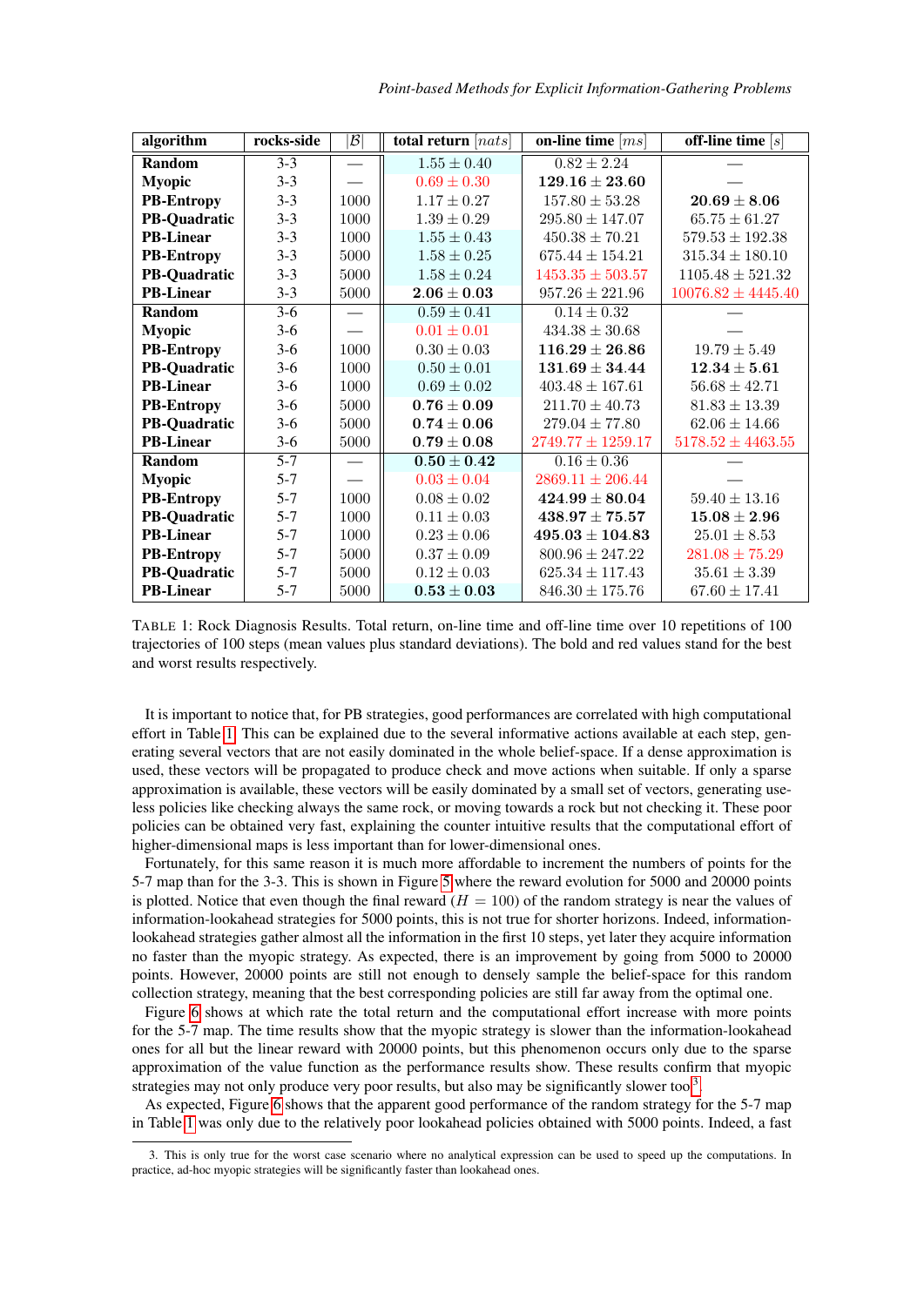| algorithm | rocks-side | $\|\mathcal{B}\|$ | total return $[nats]$ | on-line time $[ms]$ | off-line time $[s]$ |
|---|---|---|---|---|---|
| **Random** | 3-3 | — | $1.55 \pm 0.40$ | $0.82 \pm 2.24$ | — |
| **Myopic** | 3-3 | — | $0.69 \pm 0.30$ | $\mathbf{129.16 \pm 23.60}$ | — |
| **PB-Entropy** | 3-3 | 1000 | $1.17 \pm 0.27$ | $157.80 \pm 53.28$ | $\mathbf{20.69 \pm 8.06}$ |
| **PB-Quadratic** | 3-3 | 1000 | $1.39 \pm 0.29$ | $295.80 \pm 147.07$ | $65.75 \pm 61.27$ |
| **PB-Linear** | 3-3 | 1000 | $1.55 \pm 0.43$ | $450.38 \pm 70.21$ | $579.53 \pm 192.38$ |
| **PB-Entropy** | 3-3 | 5000 | $1.58 \pm 0.25$ | $675.44 \pm 154.21$ | $315.34 \pm 180.10$ |
| **PB-Quadratic** | 3-3 | 5000 | $1.58 \pm 0.24$ | $1453.35 \pm 503.57$ | $1105.48 \pm 521.32$ |
| **PB-Linear** | 3-3 | 5000 | $\mathbf{2.06 \pm 0.03}$ | $957.26 \pm 221.96$ | $10076.82 \pm 4445.40$ |
| **Random** | 3-6 | — | $0.59 \pm 0.41$ | $0.14 \pm 0.32$ | — |
| **Myopic** | 3-6 | — | $0.01 \pm 0.01$ | $434.38 \pm 30.68$ | — |
| **PB-Entropy** | 3-6 | 1000 | $0.30 \pm 0.03$ | $\mathbf{116.29 \pm 26.86}$ | $19.79 \pm 5.49$ |
| **PB-Quadratic** | 3-6 | 1000 | $0.50 \pm 0.01$ | $\mathbf{131.69 \pm 34.44}$ | $\mathbf{12.34 \pm 5.61}$ |
| **PB-Linear** | 3-6 | 1000 | $0.69 \pm 0.02$ | $403.48 \pm 167.61$ | $56.68 \pm 42.71$ |
| **PB-Entropy** | 3-6 | 5000 | $\mathbf{0.76 \pm 0.09}$ | $211.70 \pm 40.73$ | $81.83 \pm 13.39$ |
| **PB-Quadratic** | 3-6 | 5000 | $\mathbf{0.74 \pm 0.06}$ | $279.04 \pm 77.80$ | $62.06 \pm 14.66$ |
| **PB-Linear** | 3-6 | 5000 | $\mathbf{0.79 \pm 0.08}$ | $2749.77 \pm 1259.17$ | $5178.52 \pm 4463.55$ |
| **Random** | 5-7 | — | $\mathbf{0.50 \pm 0.42}$ | $0.16 \pm 0.36$ | — |
| **Myopic** | 5-7 | — | $0.03 \pm 0.04$ | $2869.11 \pm 206.44$ | — |
| **PB-Entropy** | 5-7 | 1000 | $0.08 \pm 0.02$ | $\mathbf{424.99 \pm 80.04}$ | $59.40 \pm 13.16$ |
| **PB-Quadratic** | 5-7 | 1000 | $0.11 \pm 0.03$ | $\mathbf{438.97 \pm 75.57}$ | $\mathbf{15.08 \pm 2.96}$ |
| **PB-Linear** | 5-7 | 1000 | $0.23 \pm 0.06$ | $\mathbf{495.03 \pm 104.83}$ | $25.01 \pm 8.53$ |
| **PB-Entropy** | 5-7 | 5000 | $0.37 \pm 0.09$ | $800.96 \pm 247.22$ | $281.08 \pm 75.29$ |
| **PB-Quadratic** | 5-7 | 5000 | $0.12 \pm 0.03$ | $625.34 \pm 117.43$ | $35.61 \pm 3.39$ |
| **PB-Linear** | 5-7 | 5000 | $\mathbf{0.53 \pm 0.03}$ | $846.30 \pm 175.76$ | $67.60 \pm 17.41$ |

TABLE 1: Rock Diagnosis Results. Total return, on-line time and off-line time over 10 repetitions of 100 trajectories of 100 steps (mean values plus standard deviations). The bold and red values stand for the best and worst results respectively.

It is important to notice that, for PB strategies, good performances are correlated with high computational effort in Table 1. This can be explained due to the several informative actions available at each step, generating several vectors that are not easily dominated in the whole belief-space. If a dense approximation is used, these vectors will be propagated to produce check and move actions when suitable. If only a sparse approximation is available, these vectors will be easily dominated by a small set of vectors, generating useless policies like checking always the same rock, or moving towards a rock but not checking it. These poor policies can be obtained very fast, explaining the counter intuitive results that the computational effort of higher-dimensional maps is less important than for lower-dimensional ones.

Fortunately, for this same reason it is much more affordable to increment the numbers of points for the 5-7 map than for the 3-3. This is shown in Figure 5 where the reward evolution for 5000 and 20000 points is plotted. Notice that even though the final reward ($H = 100$) of the random strategy is near the values of information-lookahead strategies for 5000 points, this is not true for shorter horizons. Indeed, information-lookahead strategies gather almost all the information in the first 10 steps, yet later they acquire information no faster than the myopic strategy. As expected, there is an improvement by going from 5000 to 20000 points. However, 20000 points are still not enough to densely sample the belief-space for this random collection strategy, meaning that the best corresponding policies are still far away from the optimal one.

Figure 6 shows at which rate the total return and the computational effort increase with more points for the 5-7 map. The time results show that the myopic strategy is slower than the information-lookahead ones for all but the linear reward with 20000 points, but this phenomenon occurs only due to the sparse approximation of the value function as the performance results show. These results confirm that myopic strategies may not only produce very poor results, but also may be significantly slower too[3].

As expected, Figure 6 shows that the apparent good performance of the random strategy for the 5-7 map in Table 1 was only due to the relatively poor lookahead policies obtained with 5000 points. Indeed, a fast

3. This is only true for the worst case scenario where no analytical expression can be used to speed up the computations. In practice, ad-hoc myopic strategies will be significantly faster than lookahead ones.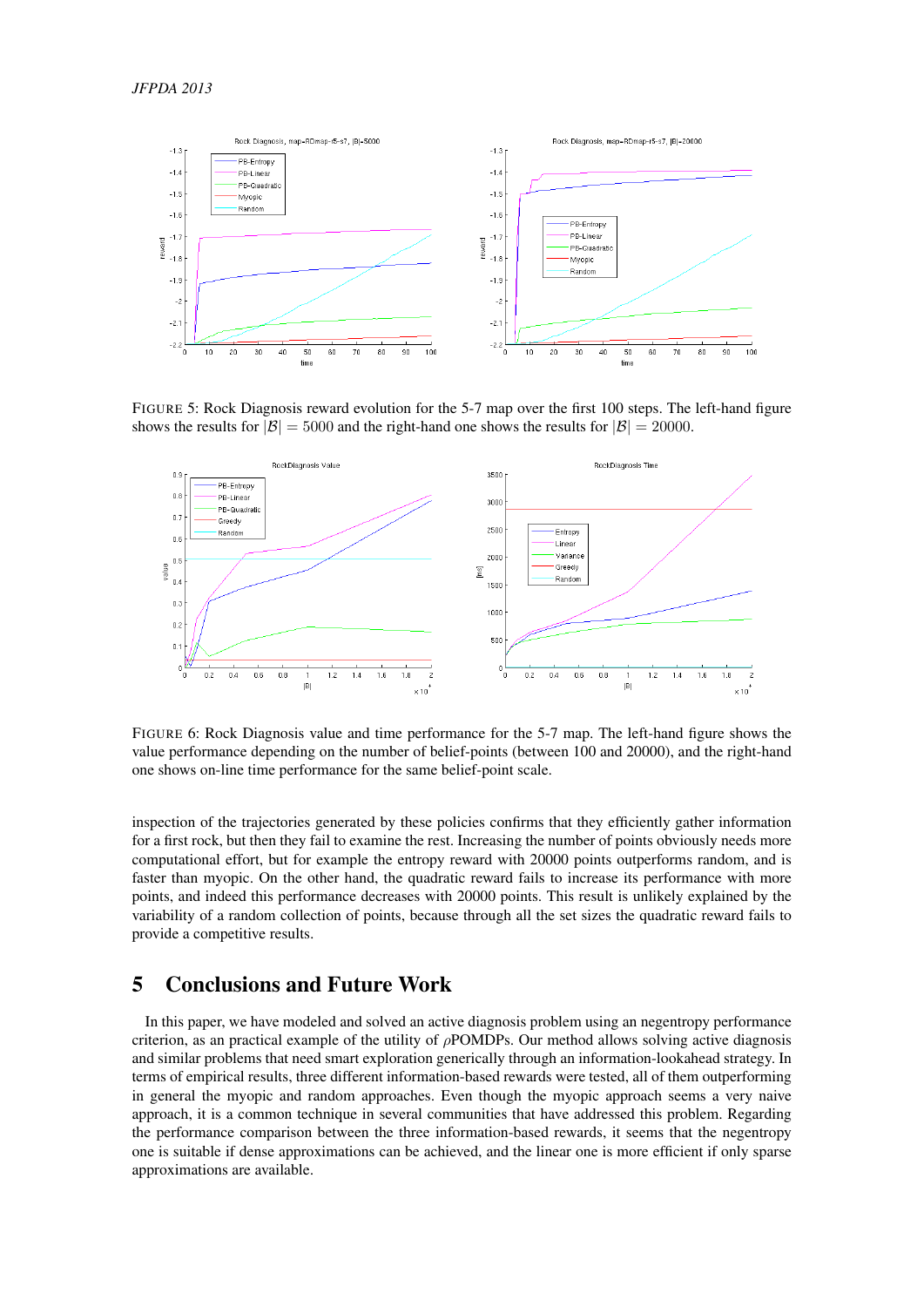FIGURE 5: Rock Diagnosis reward evolution for the 5-7 map over the first 100 steps. The left-hand figure shows the results for $|\mathcal{B}| = 5000$ and the right-hand one shows the results for $|\mathcal{B}| = 20000$.

FIGURE 6: Rock Diagnosis value and time performance for the 5-7 map. The left-hand figure shows the value performance depending on the number of belief-points (between 100 and 20000), and the right-hand one shows on-line time performance for the same belief-point scale.

inspection of the trajectories generated by these policies confirms that they efficiently gather information for a first rock, but then they fail to examine the rest. Increasing the number of points obviously needs more computational effort, but for example the entropy reward with 20000 points outperforms random, and is faster than myopic. On the other hand, the quadratic reward fails to increase its performance with more points, and indeed this performance decreases with 20000 points. This result is unlikely explained by the variability of a random collection of points, because through all the set sizes the quadratic reward fails to provide a competitive results.

# 5 Conclusions and Future Work

In this paper, we have modeled and solved an active diagnosis problem using an negentropy performance criterion, as an practical example of the utility of $\rho$POMDPs. Our method allows solving active diagnosis and similar problems that need smart exploration generically through an information-lookahead strategy. In terms of empirical results, three different information-based rewards were tested, all of them outperforming in general the myopic and random approaches. Even though the myopic approach seems a very naive approach, it is a common technique in several communities that have addressed this problem. Regarding the performance comparison between the three information-based rewards, it seems that the negentropy one is suitable if dense approximations can be achieved, and the linear one is more efficient if only sparse approximations are available.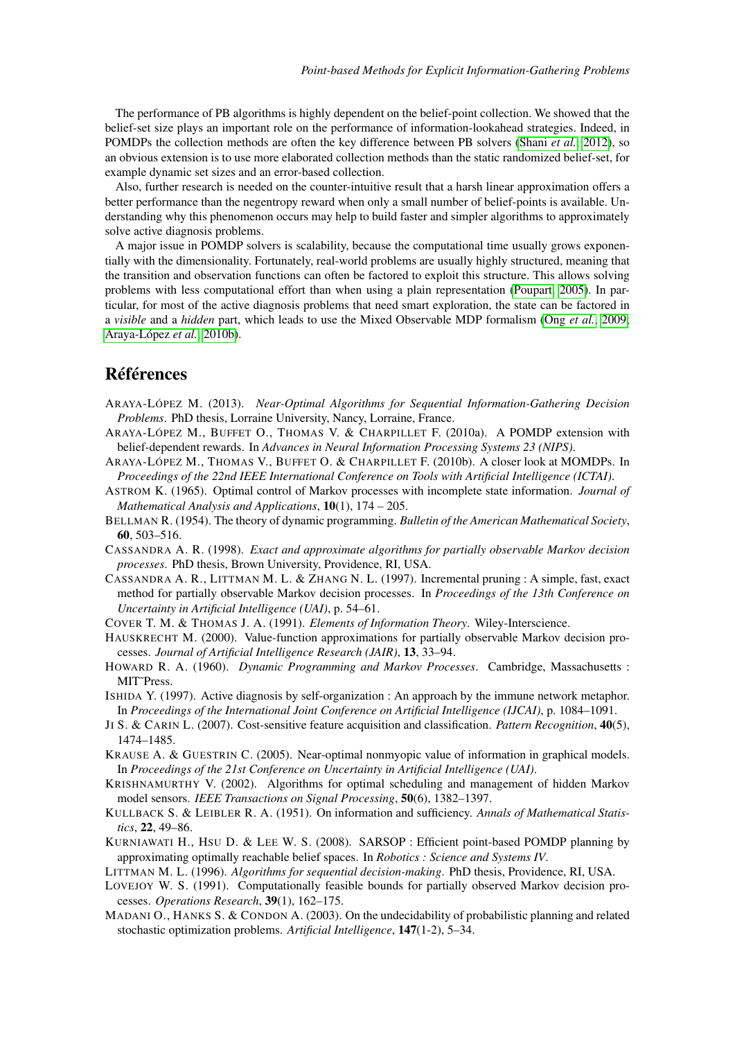The performance of PB algorithms is highly dependent on the belief-point collection. We showed that the belief-set size plays an important role on the performance of information-lookahead strategies. Indeed, in POMDPs the collection methods are often the key difference between PB solvers (Shani *et al.*, 2012), so an obvious extension is to use more elaborated collection methods than the static randomized belief-set, for example dynamic set sizes and an error-based collection.

Also, further research is needed on the counter-intuitive result that a harsh linear approximation offers a better performance than the negentropy reward when only a small number of belief-points is available. Understanding why this phenomenon occurs may help to build faster and simpler algorithms to approximately solve active diagnosis problems.

A major issue in POMDP solvers is scalability, because the computational time usually grows exponentially with the dimensionality. Fortunately, real-world problems are usually highly structured, meaning that the transition and observation functions can often be factored to exploit this structure. This allows solving problems with less computational effort than when using a plain representation (Poupart, 2005). In particular, for most of the active diagnosis problems that need smart exploration, the state can be factored in a *visible* and a *hidden* part, which leads to use the Mixed Observable MDP formalism (Ong *et al.*, 2009; Araya-López *et al.*, 2010b).

## Références

ARAYA-LÓPEZ M. (2013). *Near-Optimal Algorithms for Sequential Information-Gathering Decision Problems*. PhD thesis, Lorraine University, Nancy, Lorraine, France.

ARAYA-LÓPEZ M., BUFFET O., THOMAS V. & CHARPILLET F. (2010a). A POMDP extension with belief-dependent rewards. In *Advances in Neural Information Processing Systems 23 (NIPS)*.

ARAYA-LÓPEZ M., THOMAS V., BUFFET O. & CHARPILLET F. (2010b). A closer look at MOMDPs. In *Proceedings of the 22nd IEEE International Conference on Tools with Artificial Intelligence (ICTAI)*.

ASTROM K. (1965). Optimal control of Markov processes with incomplete state information. *Journal of Mathematical Analysis and Applications*, **10**(1), 174 – 205.

BELLMAN R. (1954). The theory of dynamic programming. *Bulletin of the American Mathematical Society*, **60**, 503–516.

CASSANDRA A. R. (1998). *Exact and approximate algorithms for partially observable Markov decision processes*. PhD thesis, Brown University, Providence, RI, USA.

CASSANDRA A. R., LITTMAN M. L. & ZHANG N. L. (1997). Incremental pruning : A simple, fast, exact method for partially observable Markov decision processes. In *Proceedings of the 13th Conference on Uncertainty in Artificial Intelligence (UAI)*, p. 54–61.

COVER T. M. & THOMAS J. A. (1991). *Elements of Information Theory*. Wiley-Interscience.

HAUSKRECHT M. (2000). Value-function approximations for partially observable Markov decision processes. *Journal of Artificial Intelligence Research (JAIR)*, **13**, 33–94.

HOWARD R. A. (1960). *Dynamic Programming and Markov Processes*. Cambridge, Massachusetts : MIT~Press.

ISHIDA Y. (1997). Active diagnosis by self-organization : An approach by the immune network metaphor. In *Proceedings of the International Joint Conference on Artificial Intelligence (IJCAI)*, p. 1084–1091.

JI S. & CARIN L. (2007). Cost-sensitive feature acquisition and classification. *Pattern Recognition*, **40**(5), 1474–1485.

KRAUSE A. & GUESTRIN C. (2005). Near-optimal nonmyopic value of information in graphical models. In *Proceedings of the 21st Conference on Uncertainty in Artificial Intelligence (UAI)*.

KRISHNAMURTHY V. (2002). Algorithms for optimal scheduling and management of hidden Markov model sensors. *IEEE Transactions on Signal Processing*, **50**(6), 1382–1397.

KULLBACK S. & LEIBLER R. A. (1951). On information and sufficiency. *Annals of Mathematical Statistics*, **22**, 49–86.

KURNIAWATI H., HSU D. & LEE W. S. (2008). SARSOP : Efficient point-based POMDP planning by approximating optimally reachable belief spaces. In *Robotics : Science and Systems IV*.

LITTMAN M. L. (1996). *Algorithms for sequential decision-making*. PhD thesis, Providence, RI, USA.

LOVEJOY W. S. (1991). Computationally feasible bounds for partially observed Markov decision processes. *Operations Research*, **39**(1), 162–175.

MADANI O., HANKS S. & CONDON A. (2003). On the undecidability of probabilistic planning and related stochastic optimization problems. *Artificial Intelligence*, **147**(1-2), 5–34.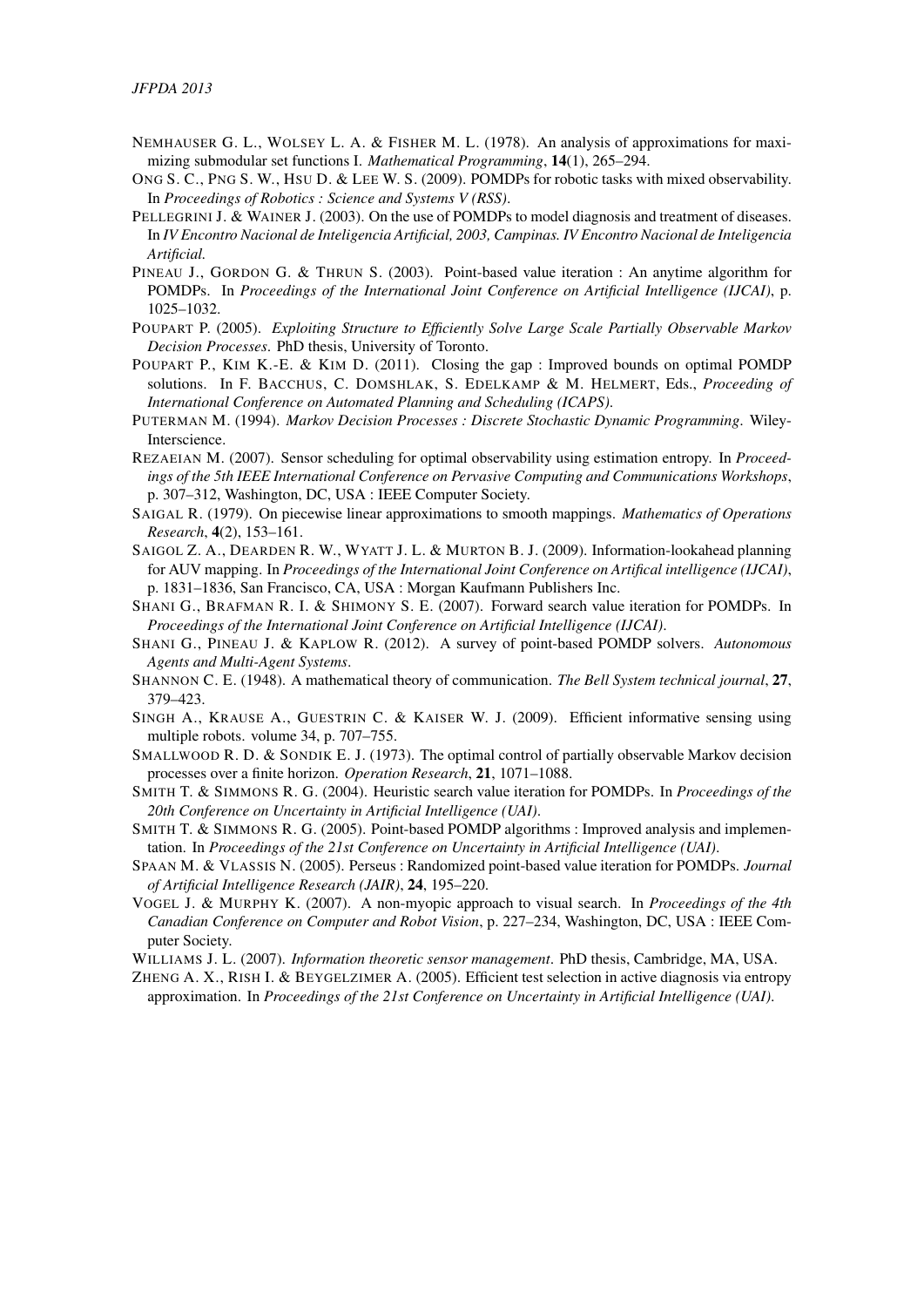NEMHAUSER G. L., WOLSEY L. A. & FISHER M. L. (1978). An analysis of approximations for maximizing submodular set functions I. *Mathematical Programming*, **14**(1), 265–294.

ONG S. C., PNG S. W., HSU D. & LEE W. S. (2009). POMDPs for robotic tasks with mixed observability. In *Proceedings of Robotics : Science and Systems V (RSS)*.

PELLEGRINI J. & WAINER J. (2003). On the use of POMDPs to model diagnosis and treatment of diseases. In *IV Encontro Nacional de Inteligencia Artificial, 2003, Campinas. IV Encontro Nacional de Inteligencia Artificial.*

PINEAU J., GORDON G. & THRUN S. (2003). Point-based value iteration : An anytime algorithm for POMDPs. In *Proceedings of the International Joint Conference on Artificial Intelligence (IJCAI)*, p. 1025–1032.

POUPART P. (2005). *Exploiting Structure to Efficiently Solve Large Scale Partially Observable Markov Decision Processes*. PhD thesis, University of Toronto.

POUPART P., KIM K.-E. & KIM D. (2011). Closing the gap : Improved bounds on optimal POMDP solutions. In F. BACCHUS, C. DOMSHLAK, S. EDELKAMP & M. HELMERT, Eds., *Proceeding of International Conference on Automated Planning and Scheduling (ICAPS)*.

PUTERMAN M. (1994). *Markov Decision Processes : Discrete Stochastic Dynamic Programming*. Wiley-Interscience.

REZAEIAN M. (2007). Sensor scheduling for optimal observability using estimation entropy. In *Proceedings of the 5th IEEE International Conference on Pervasive Computing and Communications Workshops*, p. 307–312, Washington, DC, USA : IEEE Computer Society.

SAIGAL R. (1979). On piecewise linear approximations to smooth mappings. *Mathematics of Operations Research*, **4**(2), 153–161.

SAIGOL Z. A., DEARDEN R. W., WYATT J. L. & MURTON B. J. (2009). Information-lookahead planning for AUV mapping. In *Proceedings of the International Joint Conference on Artifical intelligence (IJCAI)*, p. 1831–1836, San Francisco, CA, USA : Morgan Kaufmann Publishers Inc.

SHANI G., BRAFMAN R. I. & SHIMONY S. E. (2007). Forward search value iteration for POMDPs. In *Proceedings of the International Joint Conference on Artificial Intelligence (IJCAI)*.

SHANI G., PINEAU J. & KAPLOW R. (2012). A survey of point-based POMDP solvers. *Autonomous Agents and Multi-Agent Systems*.

SHANNON C. E. (1948). A mathematical theory of communication. *The Bell System technical journal*, **27**, 379–423.

SINGH A., KRAUSE A., GUESTRIN C. & KAISER W. J. (2009). Efficient informative sensing using multiple robots. volume 34, p. 707–755.

SMALLWOOD R. D. & SONDIK E. J. (1973). The optimal control of partially observable Markov decision processes over a finite horizon. *Operation Research*, **21**, 1071–1088.

SMITH T. & SIMMONS R. G. (2004). Heuristic search value iteration for POMDPs. In *Proceedings of the 20th Conference on Uncertainty in Artificial Intelligence (UAI)*.

SMITH T. & SIMMONS R. G. (2005). Point-based POMDP algorithms : Improved analysis and implementation. In *Proceedings of the 21st Conference on Uncertainty in Artificial Intelligence (UAI)*.

SPAAN M. & VLASSIS N. (2005). Perseus : Randomized point-based value iteration for POMDPs. *Journal of Artificial Intelligence Research (JAIR)*, **24**, 195–220.

VOGEL J. & MURPHY K. (2007). A non-myopic approach to visual search. In *Proceedings of the 4th Canadian Conference on Computer and Robot Vision*, p. 227–234, Washington, DC, USA : IEEE Computer Society.

WILLIAMS J. L. (2007). *Information theoretic sensor management*. PhD thesis, Cambridge, MA, USA.

ZHENG A. X., RISH I. & BEYGELZIMER A. (2005). Efficient test selection in active diagnosis via entropy approximation. In *Proceedings of the 21st Conference on Uncertainty in Artificial Intelligence (UAI)*.